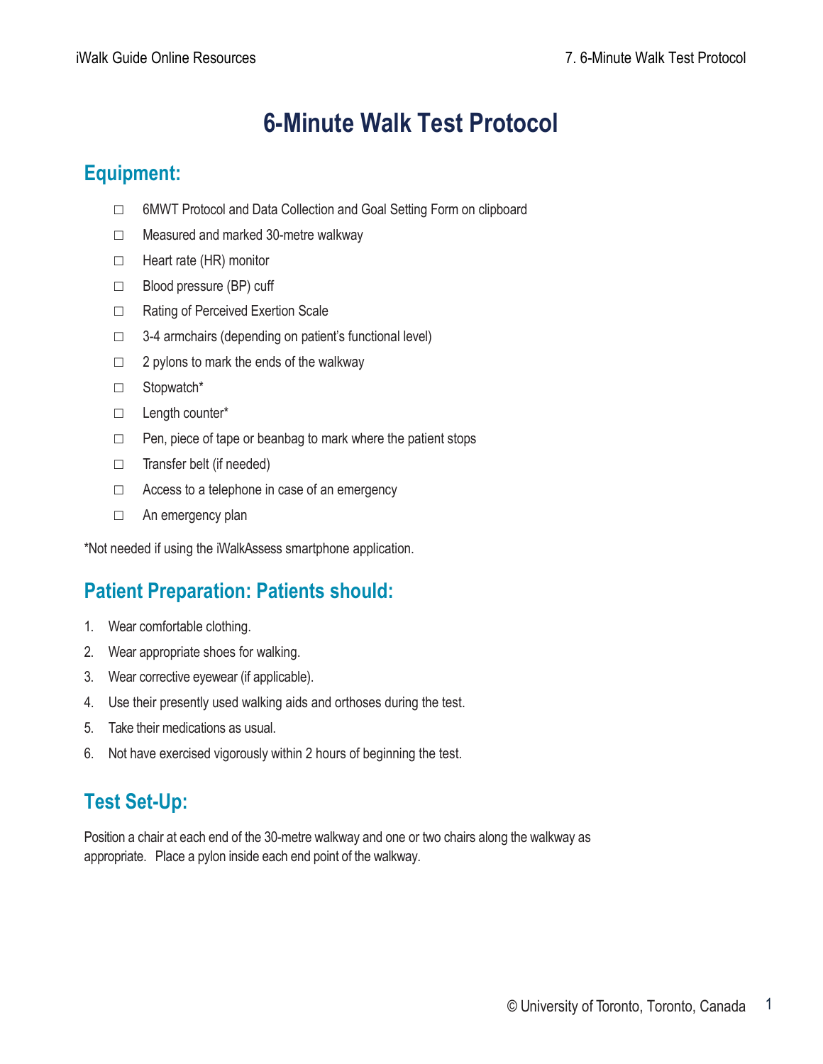# 6-Minute Walk Test Protocol

## Equipment:

- ☐ 6MWT Protocol and Data Collection and Goal Setting Form on clipboard
- ☐ Measured and marked 30-metre walkway
- ☐ Heart rate (HR) monitor
- ☐ Blood pressure (BP) cuff
- ☐ Rating of Perceived Exertion Scale
- ☐ 3-4 armchairs (depending on patient's functional level)
- ☐ 2 pylons to mark the ends of the walkway
- ☐ Stopwatch*
- ☐ Length counter*
- ☐ Pen, piece of tape or beanbag to mark where the patient stops
- ☐ Transfer belt (if needed)
- ☐ Access to a telephone in case of an emergency
- ☐ An emergency plan

*Not needed if using the iWalkAssess smartphone application.

## Patient Preparation: Patients should:

1. Wear comfortable clothing.
2. Wear appropriate shoes for walking.
3. Wear corrective eyewear (if applicable).
4. Use their presently used walking aids and orthoses during the test.
5. Take their medications as usual.
6. Not have exercised vigorously within 2 hours of beginning the test.

## Test Set-Up:

Position a chair at each end of the 30-metre walkway and one or two chairs along the walkway as appropriate. Place a pylon inside each end point of the walkway.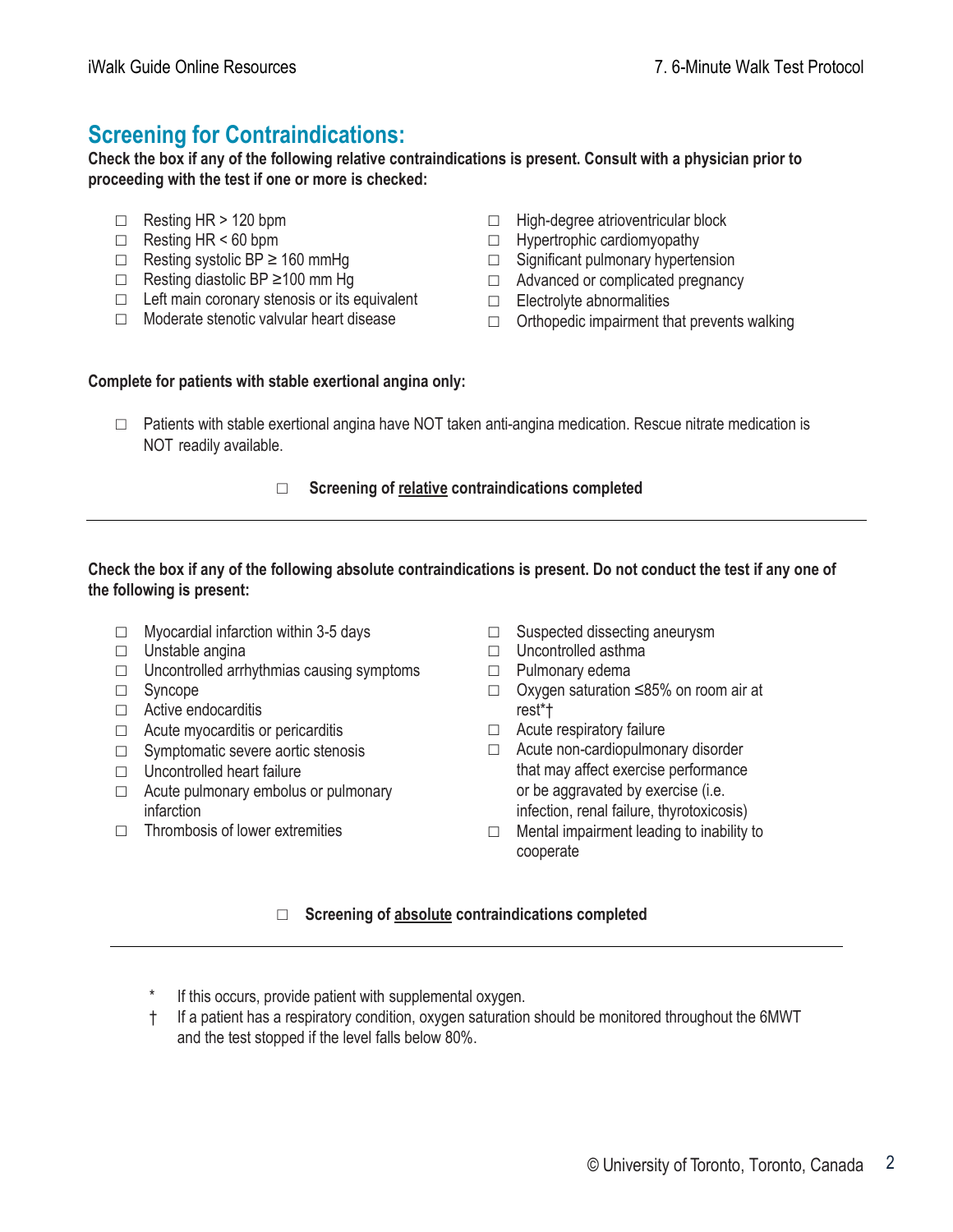## Screening for Contraindications:

**Check the box if any of the following relative contraindications is present. Consult with a physician prior to proceeding with the test if one or more is checked:**

- ☐ Resting HR > 120 bpm
- ☐ Resting HR < 60 bpm
- ☐ Resting systolic BP ≥ 160 mmHg
- ☐ Resting diastolic BP ≥100 mm Hg
- ☐ Left main coronary stenosis or its equivalent
- ☐ Moderate stenotic valvular heart disease
- ☐ High-degree atrioventricular block
- ☐ Hypertrophic cardiomyopathy
- ☐ Significant pulmonary hypertension
- ☐ Advanced or complicated pregnancy
- ☐ Electrolyte abnormalities
- ☐ Orthopedic impairment that prevents walking

**Complete for patients with stable exertional angina only:**

- ☐ Patients with stable exertional angina have NOT taken anti-angina medication. Rescue nitrate medication is NOT readily available.

☐ **Screening of <u>relative</u> contraindications completed**

---

**Check the box if any of the following absolute contraindications is present. Do not conduct the test if any one of the following is present:**

- ☐ Myocardial infarction within 3-5 days
- ☐ Unstable angina
- ☐ Uncontrolled arrhythmias causing symptoms
- ☐ Syncope
- ☐ Active endocarditis
- ☐ Acute myocarditis or pericarditis
- ☐ Symptomatic severe aortic stenosis
- ☐ Uncontrolled heart failure
- ☐ Acute pulmonary embolus or pulmonary infarction
- ☐ Thrombosis of lower extremities
- ☐ Suspected dissecting aneurysm
- ☐ Uncontrolled asthma
- ☐ Pulmonary edema
- ☐ Oxygen saturation ≤85% on room air at rest*†
- ☐ Acute respiratory failure
- ☐ Acute non-cardiopulmonary disorder that may affect exercise performance or be aggravated by exercise (i.e. infection, renal failure, thyrotoxicosis)
- ☐ Mental impairment leading to inability to cooperate

☐ **Screening of <u>absolute</u> contraindications completed**

---

\* If this occurs, provide patient with supplemental oxygen.

† If a patient has a respiratory condition, oxygen saturation should be monitored throughout the 6MWT and the test stopped if the level falls below 80%.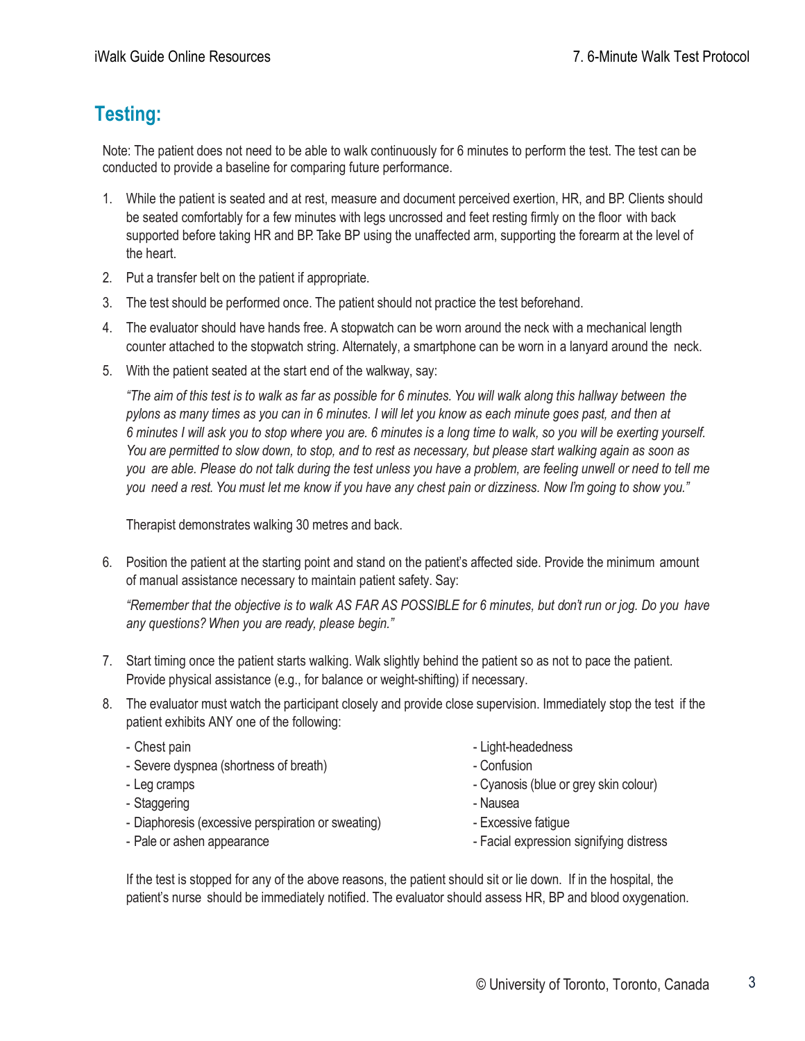## Testing:

Note: The patient does not need to be able to walk continuously for 6 minutes to perform the test. The test can be conducted to provide a baseline for comparing future performance.

1. While the patient is seated and at rest, measure and document perceived exertion, HR, and BP. Clients should be seated comfortably for a few minutes with legs uncrossed and feet resting firmly on the floor with back supported before taking HR and BP. Take BP using the unaffected arm, supporting the forearm at the level of the heart.
2. Put a transfer belt on the patient if appropriate.
3. The test should be performed once. The patient should not practice the test beforehand.
4. The evaluator should have hands free. A stopwatch can be worn around the neck with a mechanical length counter attached to the stopwatch string. Alternately, a smartphone can be worn in a lanyard around the neck.
5. With the patient seated at the start end of the walkway, say:

   *"The aim of this test is to walk as far as possible for 6 minutes. You will walk along this hallway between the pylons as many times as you can in 6 minutes. I will let you know as each minute goes past, and then at 6 minutes I will ask you to stop where you are. 6 minutes is a long time to walk, so you will be exerting yourself. You are permitted to slow down, to stop, and to rest as necessary, but please start walking again as soon as you are able. Please do not talk during the test unless you have a problem, are feeling unwell or need to tell me you need a rest. You must let me know if you have any chest pain or dizziness. Now I'm going to show you."*

   Therapist demonstrates walking 30 metres and back.

6. Position the patient at the starting point and stand on the patient's affected side. Provide the minimum amount of manual assistance necessary to maintain patient safety. Say:

   *"Remember that the objective is to walk AS FAR AS POSSIBLE for 6 minutes, but don't run or jog. Do you have any questions? When you are ready, please begin."*

7. Start timing once the patient starts walking. Walk slightly behind the patient so as not to pace the patient. Provide physical assistance (e.g., for balance or weight-shifting) if necessary.
8. The evaluator must watch the participant closely and provide close supervision. Immediately stop the test if the patient exhibits ANY one of the following:

   - Chest pain
   - Severe dyspnea (shortness of breath)
   - Leg cramps
   - Staggering
   - Diaphoresis (excessive perspiration or sweating)
   - Pale or ashen appearance
   - Light-headedness
   - Confusion
   - Cyanosis (blue or grey skin colour)
   - Nausea
   - Excessive fatigue
   - Facial expression signifying distress

   If the test is stopped for any of the above reasons, the patient should sit or lie down. If in the hospital, the patient's nurse should be immediately notified. The evaluator should assess HR, BP and blood oxygenation.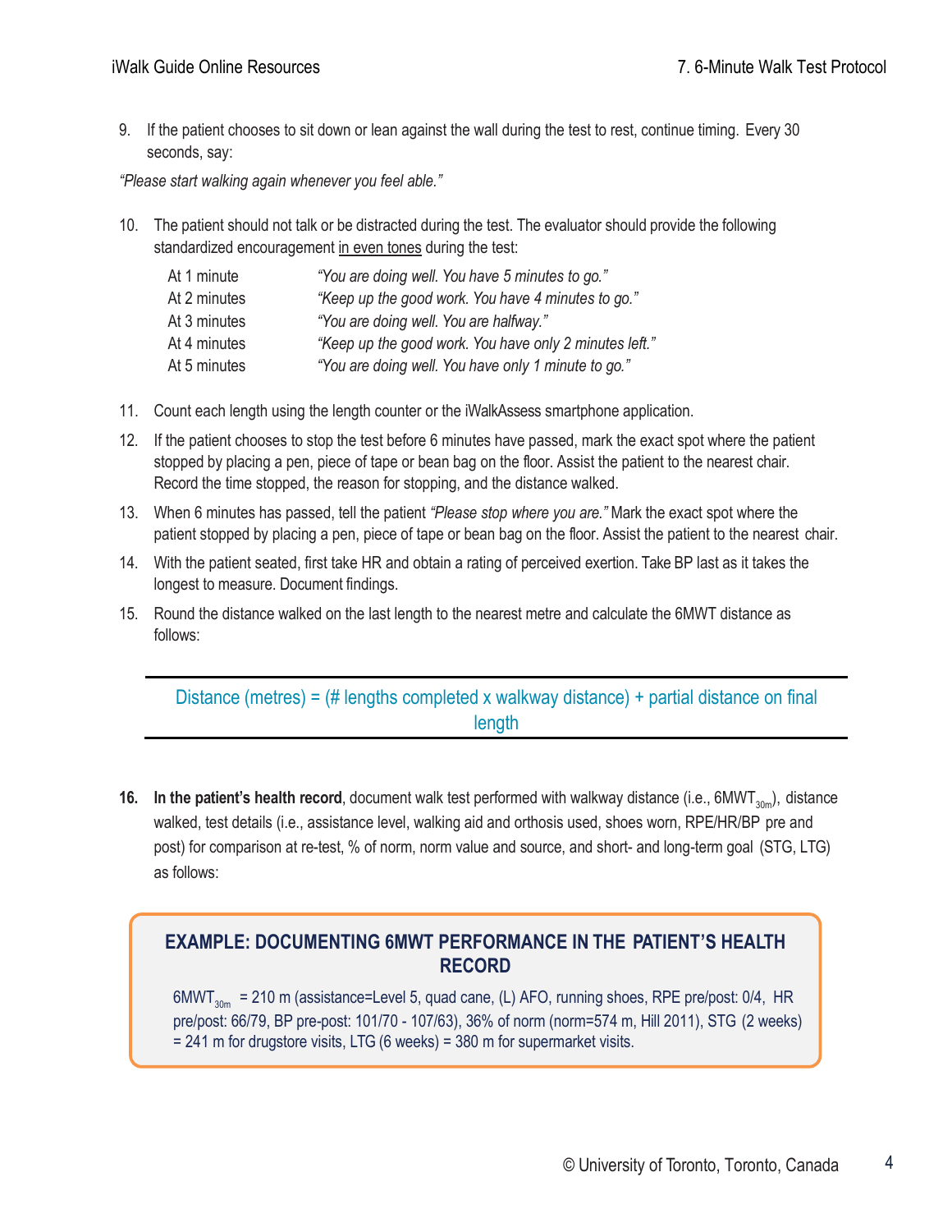9. If the patient chooses to sit down or lean against the wall during the test to rest, continue timing. Every 30 seconds, say:

*"Please start walking again whenever you feel able."*

10. The patient should not talk or be distracted during the test. The evaluator should provide the following standardized encouragement <u>in even tones</u> during the test:

| | |
|---|---|
| At 1 minute | *"You are doing well. You have 5 minutes to go."* |
| At 2 minutes | *"Keep up the good work. You have 4 minutes to go."* |
| At 3 minutes | *"You are doing well. You are halfway."* |
| At 4 minutes | *"Keep up the good work. You have only 2 minutes left."* |
| At 5 minutes | *"You are doing well. You have only 1 minute to go."* |

11. Count each length using the length counter or the iWalkAssess smartphone application.
12. If the patient chooses to stop the test before 6 minutes have passed, mark the exact spot where the patient stopped by placing a pen, piece of tape or bean bag on the floor. Assist the patient to the nearest chair. Record the time stopped, the reason for stopping, and the distance walked.
13. When 6 minutes has passed, tell the patient *"Please stop where you are."* Mark the exact spot where the patient stopped by placing a pen, piece of tape or bean bag on the floor. Assist the patient to the nearest chair.
14. With the patient seated, first take HR and obtain a rating of perceived exertion. Take BP last as it takes the longest to measure. Document findings.
15. Round the distance walked on the last length to the nearest metre and calculate the 6MWT distance as follows:

Distance (metres) = (# lengths completed x walkway distance) + partial distance on final length

16. **In the patient's health record**, document walk test performed with walkway distance (i.e., $6MWT_{30m}$), distance walked, test details (i.e., assistance level, walking aid and orthosis used, shoes worn, RPE/HR/BP pre and post) for comparison at re-test, % of norm, norm value and source, and short- and long-term goal (STG, LTG) as follows:

**EXAMPLE: DOCUMENTING 6MWT PERFORMANCE IN THE PATIENT'S HEALTH RECORD**

$6MWT_{30m}$ = 210 m (assistance=Level 5, quad cane, (L) AFO, running shoes, RPE pre/post: 0/4, HR pre/post: 66/79, BP pre-post: 101/70 - 107/63), 36% of norm (norm=574 m, Hill 2011), STG (2 weeks) = 241 m for drugstore visits, LTG (6 weeks) = 380 m for supermarket visits.